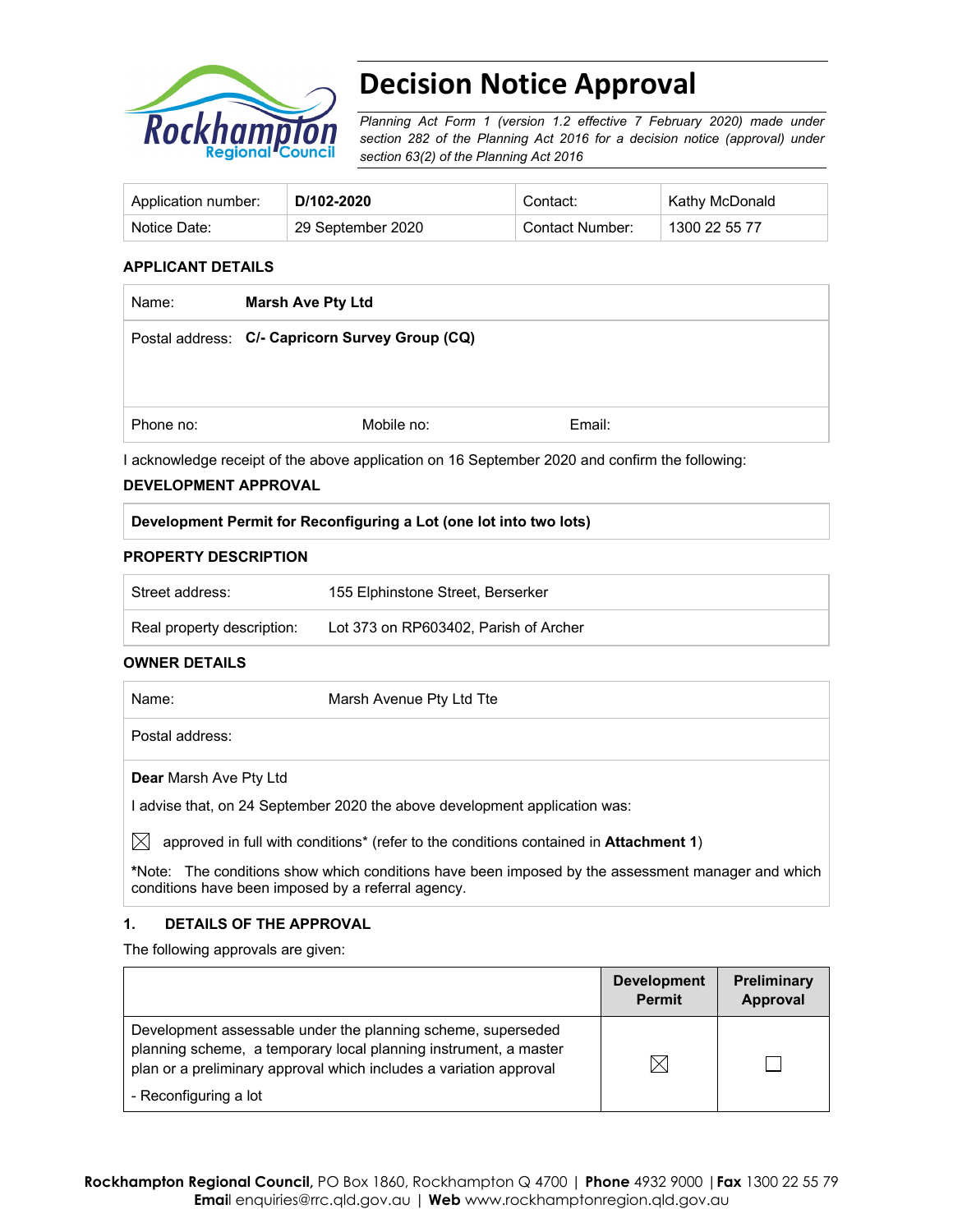# Decision Notice Approval

*Planning Act Form 1 (version 1.2 effective 7 February 2020) made under section 282 of the Planning Act 2016 for a decision notice (approval) under section 63(2) of the Planning Act 2016*

| Application number: | **D/102-2020** | Contact: | Kathy McDonald |
|---|---|---|---|
| Notice Date: | 29 September 2020 | Contact Number: | 1300 22 55 77 |

### APPLICANT DETAILS

| | | |
|---|---|---|
| Name: **Marsh Ave Pty Ltd** | | |
| Postal address: **C/- Capricorn Survey Group (CQ)** | | |
| Phone no: | Mobile no: | Email: |

I acknowledge receipt of the above application on 16 September 2020 and confirm the following:

### DEVELOPMENT APPROVAL

**Development Permit for Reconfiguring a Lot (one lot into two lots)**

### PROPERTY DESCRIPTION

| | |
|---|---|
| Street address: | 155 Elphinstone Street, Berserker |
| Real property description: | Lot 373 on RP603402, Parish of Archer |

### OWNER DETAILS

| | |
|---|---|
| Name: | Marsh Avenue Pty Ltd Tte |
| Postal address: | |

**Dear** Marsh Ave Pty Ltd

I advise that, on 24 September 2020 the above development application was:

☒ approved in full with conditions* (refer to the conditions contained in **Attachment 1**)

***Note:** The conditions show which conditions have been imposed by the assessment manager and which conditions have been imposed by a referral agency.

### 1. DETAILS OF THE APPROVAL

The following approvals are given:

| | Development Permit | Preliminary Approval |
|---|---|---|
| Development assessable under the planning scheme, superseded planning scheme, a temporary local planning instrument, a master plan or a preliminary approval which includes a variation approval<br>- Reconfiguring a lot | ☒ | ☐ |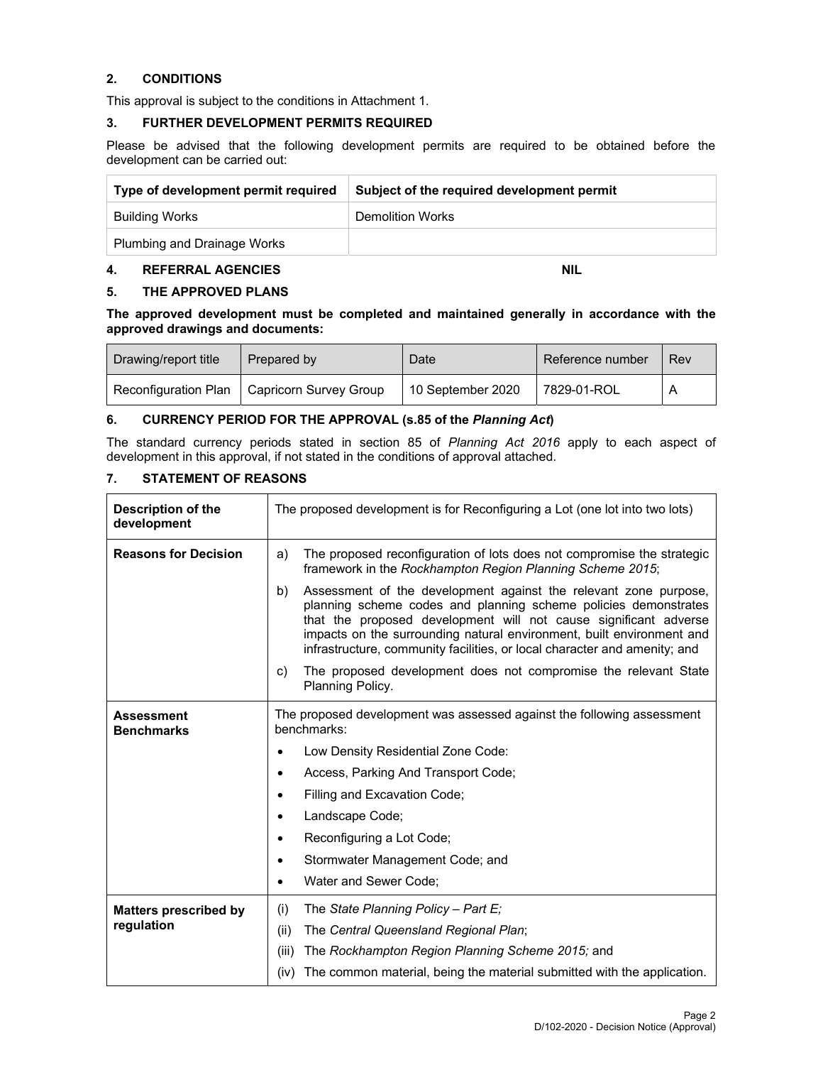## 2. CONDITIONS

This approval is subject to the conditions in Attachment 1.

## 3. FURTHER DEVELOPMENT PERMITS REQUIRED

Please be advised that the following development permits are required to be obtained before the development can be carried out:

| Type of development permit required | Subject of the required development permit |
|---|---|
| Building Works | Demolition Works |
| Plumbing and Drainage Works | |

## 4. REFERRAL AGENCIES NIL

## 5. THE APPROVED PLANS

**The approved development must be completed and maintained generally in accordance with the approved drawings and documents:**

| Drawing/report title | Prepared by | Date | Reference number | Rev |
|---|---|---|---|---|
| Reconfiguration Plan | Capricorn Survey Group | 10 September 2020 | 7829-01-ROL | A |

## 6. CURRENCY PERIOD FOR THE APPROVAL (s.85 of the *Planning Act*)

The standard currency periods stated in section 85 of *Planning Act 2016* apply to each aspect of development in this approval, if not stated in the conditions of approval attached.

## 7. STATEMENT OF REASONS

| | |
|---|---|
| **Description of the development** | The proposed development is for Reconfiguring a Lot (one lot into two lots) |
| **Reasons for Decision** | a) The proposed reconfiguration of lots does not compromise the strategic framework in the *Rockhampton Region Planning Scheme 2015*;<br>b) Assessment of the development against the relevant zone purpose, planning scheme codes and planning scheme policies demonstrates that the proposed development will not cause significant adverse impacts on the surrounding natural environment, built environment and infrastructure, community facilities, or local character and amenity; and<br>c) The proposed development does not compromise the relevant State Planning Policy. |
| **Assessment Benchmarks** | The proposed development was assessed against the following assessment benchmarks:<br>• Low Density Residential Zone Code:<br>• Access, Parking And Transport Code;<br>• Filling and Excavation Code;<br>• Landscape Code;<br>• Reconfiguring a Lot Code;<br>• Stormwater Management Code; and<br>• Water and Sewer Code; |
| **Matters prescribed by regulation** | (i) The *State Planning Policy – Part E;*<br>(ii) The *Central Queensland Regional Plan*;<br>(iii) The *Rockhampton Region Planning Scheme 2015;* and<br>(iv) The common material, being the material submitted with the application. |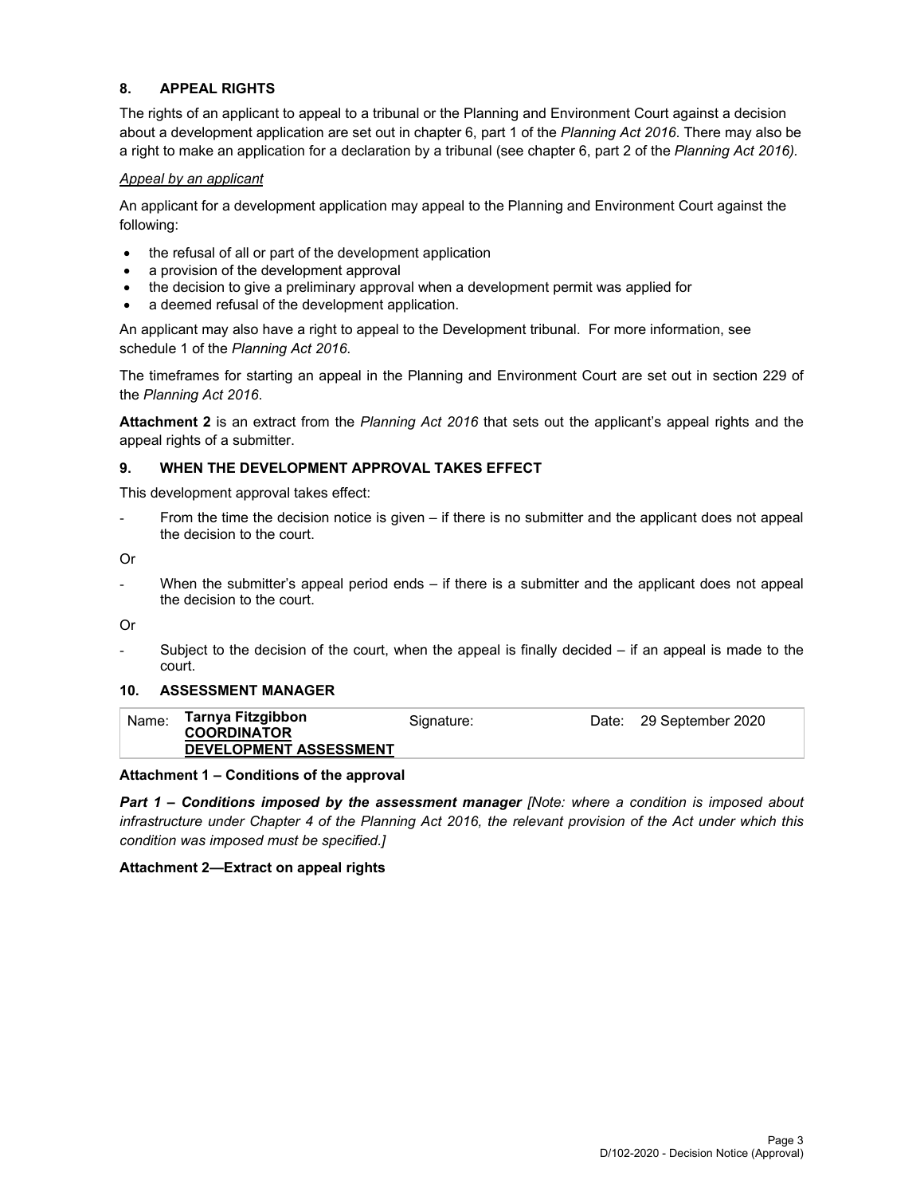## 8. APPEAL RIGHTS

The rights of an applicant to appeal to a tribunal or the Planning and Environment Court against a decision about a development application are set out in chapter 6, part 1 of the *Planning Act 2016*. There may also be a right to make an application for a declaration by a tribunal (see chapter 6, part 2 of the *Planning Act 2016).*

*Appeal by an applicant*

An applicant for a development application may appeal to the Planning and Environment Court against the following:

- the refusal of all or part of the development application
- a provision of the development approval
- the decision to give a preliminary approval when a development permit was applied for
- a deemed refusal of the development application.

An applicant may also have a right to appeal to the Development tribunal. For more information, see schedule 1 of the *Planning Act 2016*.

The timeframes for starting an appeal in the Planning and Environment Court are set out in section 229 of the *Planning Act 2016*.

**Attachment 2** is an extract from the *Planning Act 2016* that sets out the applicant's appeal rights and the appeal rights of a submitter.

## 9. WHEN THE DEVELOPMENT APPROVAL TAKES EFFECT

This development approval takes effect:

- From the time the decision notice is given – if there is no submitter and the applicant does not appeal the decision to the court.

Or

- When the submitter's appeal period ends – if there is a submitter and the applicant does not appeal the decision to the court.

Or

- Subject to the decision of the court, when the appeal is finally decided – if an appeal is made to the court.

## 10. ASSESSMENT MANAGER

| Name: | **Tarnya Fitzgibbon** **COORDINATOR** **DEVELOPMENT ASSESSMENT** | Signature: | Date: 29 September 2020 |
|---|---|---|---|

**Attachment 1 – Conditions of the approval**

***Part 1 – Conditions imposed by the assessment manager*** *[Note: where a condition is imposed about infrastructure under Chapter 4 of the Planning Act 2016, the relevant provision of the Act under which this condition was imposed must be specified.]*

**Attachment 2—Extract on appeal rights**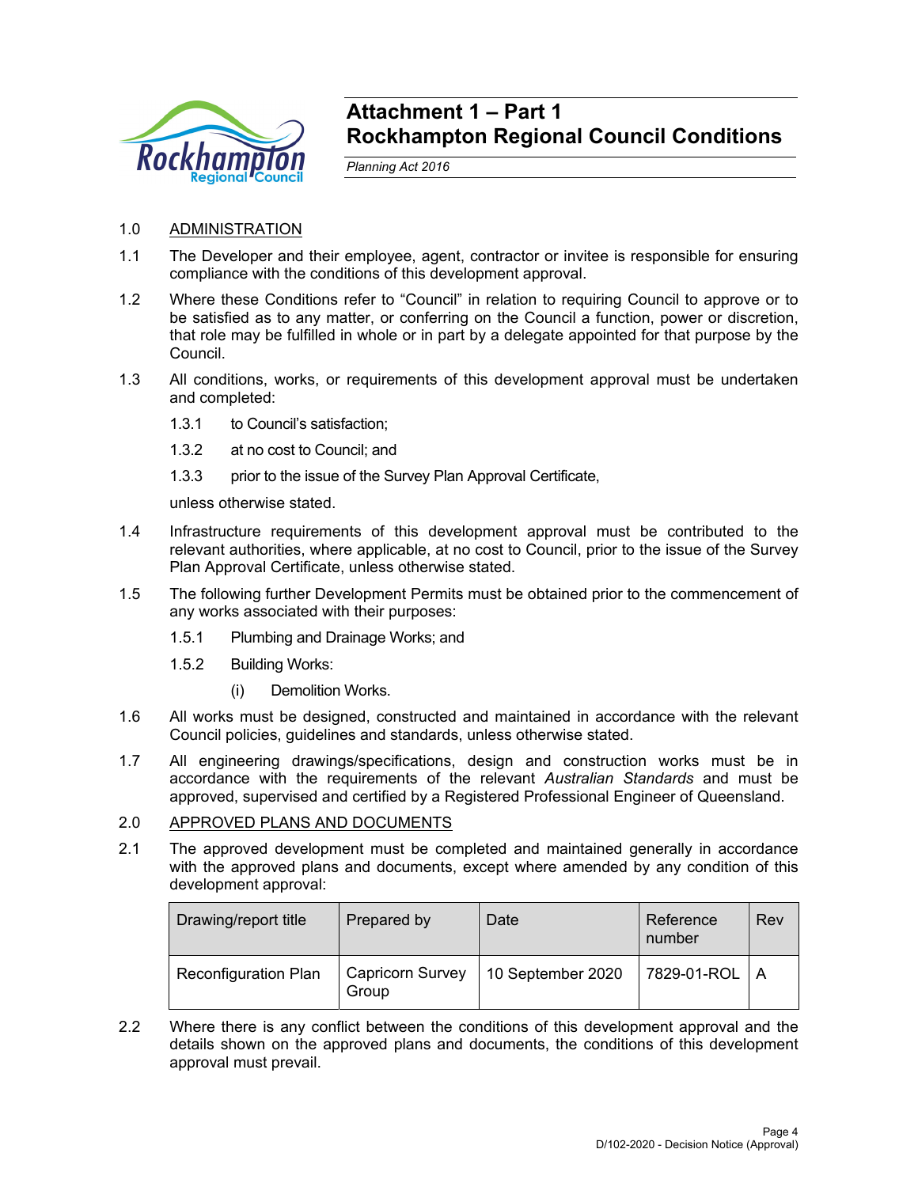# Attachment 1 – Part 1
# Rockhampton Regional Council Conditions

*Planning Act 2016*

1.0 ADMINISTRATION

1.1 The Developer and their employee, agent, contractor or invitee is responsible for ensuring compliance with the conditions of this development approval.

1.2 Where these Conditions refer to "Council" in relation to requiring Council to approve or to be satisfied as to any matter, or conferring on the Council a function, power or discretion, that role may be fulfilled in whole or in part by a delegate appointed for that purpose by the Council.

1.3 All conditions, works, or requirements of this development approval must be undertaken and completed:

1.3.1 to Council's satisfaction;

1.3.2 at no cost to Council; and

1.3.3 prior to the issue of the Survey Plan Approval Certificate,

unless otherwise stated.

1.4 Infrastructure requirements of this development approval must be contributed to the relevant authorities, where applicable, at no cost to Council, prior to the issue of the Survey Plan Approval Certificate, unless otherwise stated.

1.5 The following further Development Permits must be obtained prior to the commencement of any works associated with their purposes:

1.5.1 Plumbing and Drainage Works; and

1.5.2 Building Works:

(i) Demolition Works.

1.6 All works must be designed, constructed and maintained in accordance with the relevant Council policies, guidelines and standards, unless otherwise stated.

1.7 All engineering drawings/specifications, design and construction works must be in accordance with the requirements of the relevant *Australian Standards* and must be approved, supervised and certified by a Registered Professional Engineer of Queensland.

2.0 APPROVED PLANS AND DOCUMENTS

2.1 The approved development must be completed and maintained generally in accordance with the approved plans and documents, except where amended by any condition of this development approval:

| Drawing/report title | Prepared by | Date | Reference number | Rev |
|---|---|---|---|---|
| Reconfiguration Plan | Capricorn Survey Group | 10 September 2020 | 7829-01-ROL | A |

2.2 Where there is any conflict between the conditions of this development approval and the details shown on the approved plans and documents, the conditions of this development approval must prevail.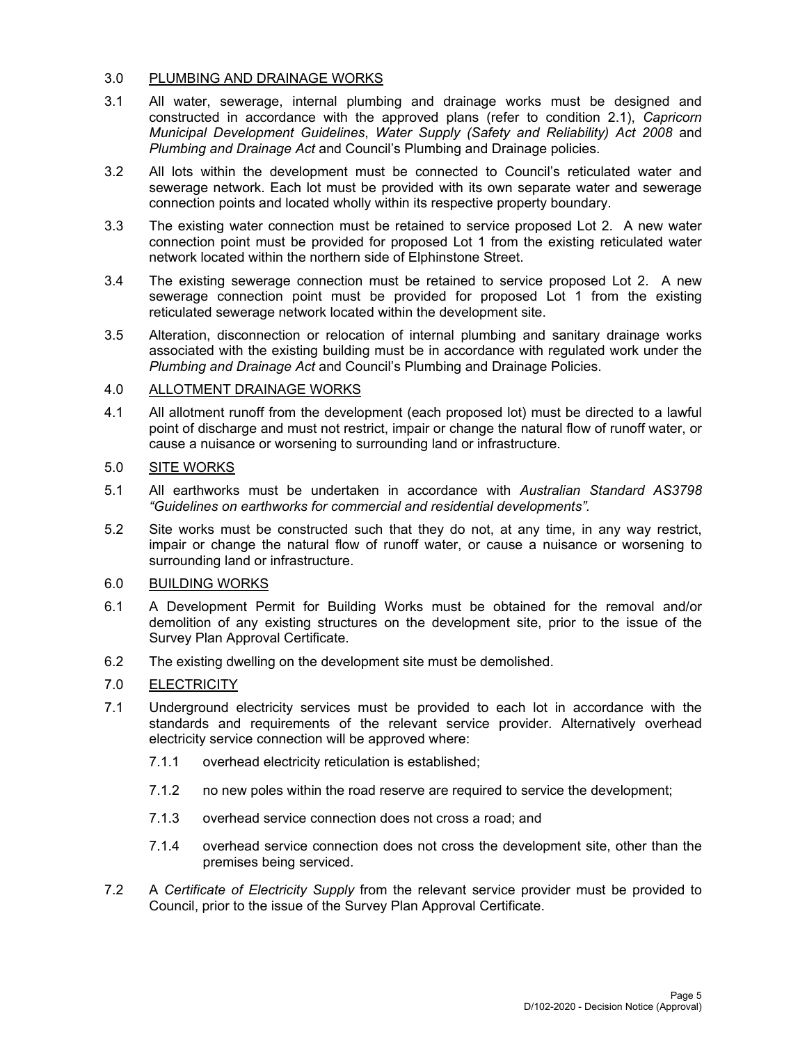## 3.0 PLUMBING AND DRAINAGE WORKS

3.1 All water, sewerage, internal plumbing and drainage works must be designed and constructed in accordance with the approved plans (refer to condition 2.1), *Capricorn Municipal Development Guidelines*, *Water Supply (Safety and Reliability) Act 2008* and *Plumbing and Drainage Act* and Council's Plumbing and Drainage policies.

3.2 All lots within the development must be connected to Council's reticulated water and sewerage network. Each lot must be provided with its own separate water and sewerage connection points and located wholly within its respective property boundary.

3.3 The existing water connection must be retained to service proposed Lot 2. A new water connection point must be provided for proposed Lot 1 from the existing reticulated water network located within the northern side of Elphinstone Street.

3.4 The existing sewerage connection must be retained to service proposed Lot 2. A new sewerage connection point must be provided for proposed Lot 1 from the existing reticulated sewerage network located within the development site.

3.5 Alteration, disconnection or relocation of internal plumbing and sanitary drainage works associated with the existing building must be in accordance with regulated work under the *Plumbing and Drainage Act* and Council's Plumbing and Drainage Policies.

## 4.0 ALLOTMENT DRAINAGE WORKS

4.1 All allotment runoff from the development (each proposed lot) must be directed to a lawful point of discharge and must not restrict, impair or change the natural flow of runoff water, or cause a nuisance or worsening to surrounding land or infrastructure.

## 5.0 SITE WORKS

5.1 All earthworks must be undertaken in accordance with *Australian Standard AS3798 "Guidelines on earthworks for commercial and residential developments"*.

5.2 Site works must be constructed such that they do not, at any time, in any way restrict, impair or change the natural flow of runoff water, or cause a nuisance or worsening to surrounding land or infrastructure.

## 6.0 BUILDING WORKS

6.1 A Development Permit for Building Works must be obtained for the removal and/or demolition of any existing structures on the development site, prior to the issue of the Survey Plan Approval Certificate.

6.2 The existing dwelling on the development site must be demolished.

## 7.0 ELECTRICITY

7.1 Underground electricity services must be provided to each lot in accordance with the standards and requirements of the relevant service provider. Alternatively overhead electricity service connection will be approved where:

7.1.1 overhead electricity reticulation is established;

7.1.2 no new poles within the road reserve are required to service the development;

7.1.3 overhead service connection does not cross a road; and

7.1.4 overhead service connection does not cross the development site, other than the premises being serviced.

7.2 A *Certificate of Electricity Supply* from the relevant service provider must be provided to Council, prior to the issue of the Survey Plan Approval Certificate.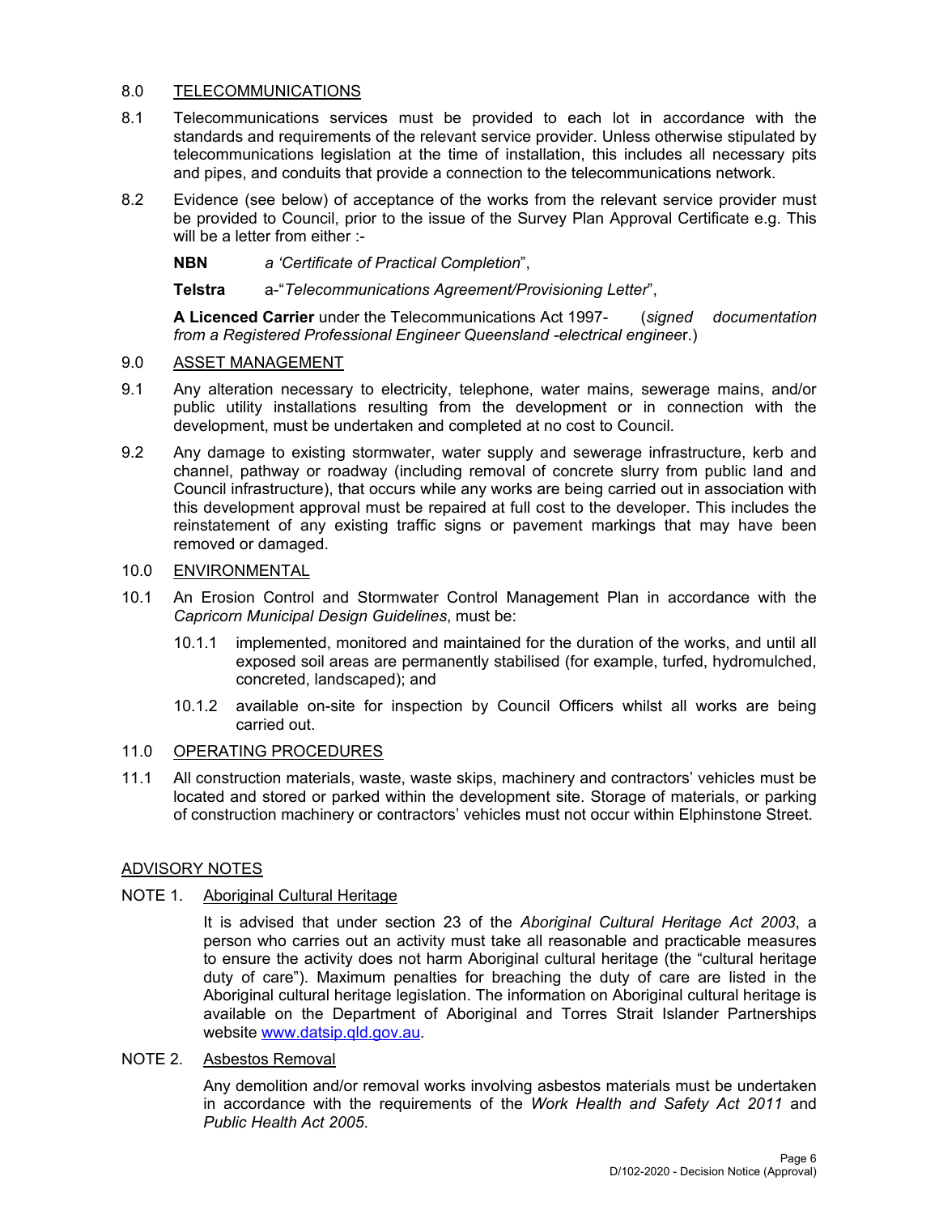## 8.0 TELECOMMUNICATIONS

8.1 Telecommunications services must be provided to each lot in accordance with the standards and requirements of the relevant service provider. Unless otherwise stipulated by telecommunications legislation at the time of installation, this includes all necessary pits and pipes, and conduits that provide a connection to the telecommunications network.

8.2 Evidence (see below) of acceptance of the works from the relevant service provider must be provided to Council, prior to the issue of the Survey Plan Approval Certificate e.g. This will be a letter from either :-

**NBN** *a 'Certificate of Practical Completion*",

**Telstra** a-"*Telecommunications Agreement/Provisioning Letter*",

**A Licenced Carrier** under the Telecommunications Act 1997- (*signed documentation from a Registered Professional Engineer Queensland -electrical enginee*r.)

## 9.0 ASSET MANAGEMENT

9.1 Any alteration necessary to electricity, telephone, water mains, sewerage mains, and/or public utility installations resulting from the development or in connection with the development, must be undertaken and completed at no cost to Council.

9.2 Any damage to existing stormwater, water supply and sewerage infrastructure, kerb and channel, pathway or roadway (including removal of concrete slurry from public land and Council infrastructure), that occurs while any works are being carried out in association with this development approval must be repaired at full cost to the developer. This includes the reinstatement of any existing traffic signs or pavement markings that may have been removed or damaged.

## 10.0 ENVIRONMENTAL

10.1 An Erosion Control and Stormwater Control Management Plan in accordance with the *Capricorn Municipal Design Guidelines*, must be:

10.1.1 implemented, monitored and maintained for the duration of the works, and until all exposed soil areas are permanently stabilised (for example, turfed, hydromulched, concreted, landscaped); and

10.1.2 available on-site for inspection by Council Officers whilst all works are being carried out.

## 11.0 OPERATING PROCEDURES

11.1 All construction materials, waste, waste skips, machinery and contractors' vehicles must be located and stored or parked within the development site. Storage of materials, or parking of construction machinery or contractors' vehicles must not occur within Elphinstone Street.

## ADVISORY NOTES

NOTE 1. Aboriginal Cultural Heritage

It is advised that under section 23 of the *Aboriginal Cultural Heritage Act 2003*, a person who carries out an activity must take all reasonable and practicable measures to ensure the activity does not harm Aboriginal cultural heritage (the "cultural heritage duty of care"). Maximum penalties for breaching the duty of care are listed in the Aboriginal cultural heritage legislation. The information on Aboriginal cultural heritage is available on the Department of Aboriginal and Torres Strait Islander Partnerships website www.datsip.qld.gov.au.

NOTE 2. Asbestos Removal

Any demolition and/or removal works involving asbestos materials must be undertaken in accordance with the requirements of the *Work Health and Safety Act 2011* and *Public Health Act 2005*.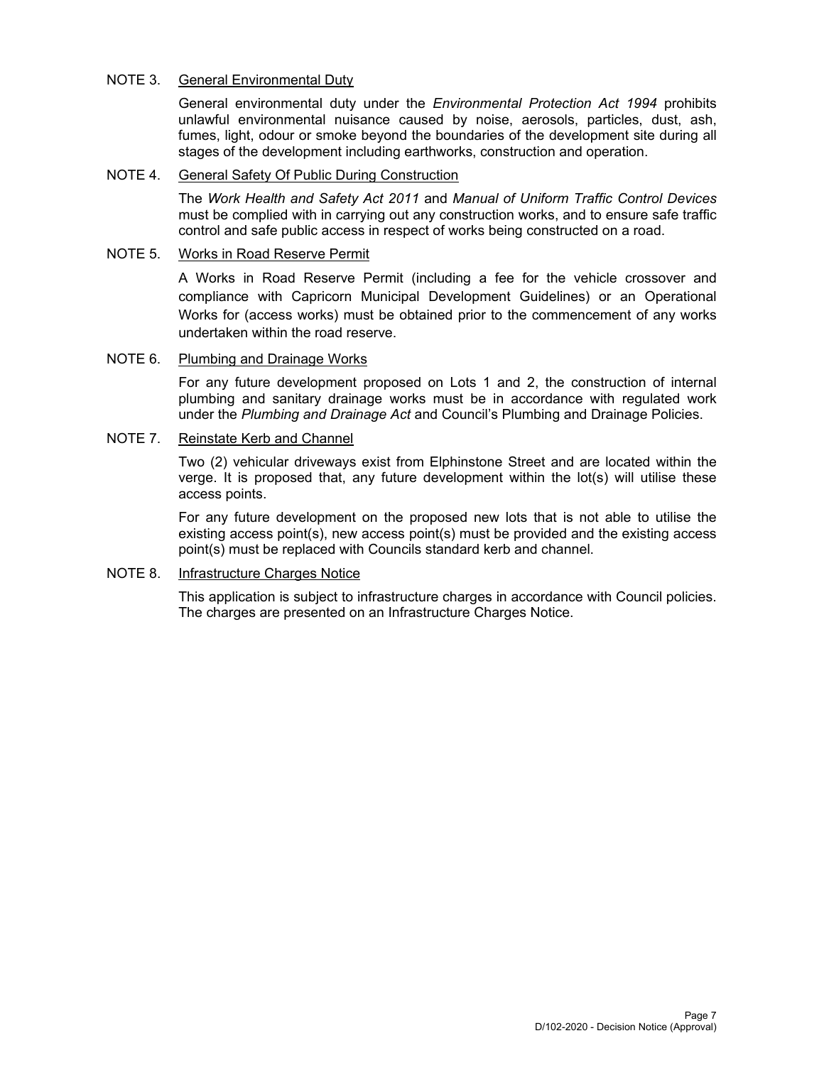NOTE 3. <u>General Environmental Duty</u>

General environmental duty under the *Environmental Protection Act 1994* prohibits unlawful environmental nuisance caused by noise, aerosols, particles, dust, ash, fumes, light, odour or smoke beyond the boundaries of the development site during all stages of the development including earthworks, construction and operation.

NOTE 4. <u>General Safety Of Public During Construction</u>

The *Work Health and Safety Act 2011* and *Manual of Uniform Traffic Control Devices* must be complied with in carrying out any construction works, and to ensure safe traffic control and safe public access in respect of works being constructed on a road.

NOTE 5. <u>Works in Road Reserve Permit</u>

A Works in Road Reserve Permit (including a fee for the vehicle crossover and compliance with Capricorn Municipal Development Guidelines) or an Operational Works for (access works) must be obtained prior to the commencement of any works undertaken within the road reserve.

NOTE 6. <u>Plumbing and Drainage Works</u>

For any future development proposed on Lots 1 and 2, the construction of internal plumbing and sanitary drainage works must be in accordance with regulated work under the *Plumbing and Drainage Act* and Council's Plumbing and Drainage Policies.

NOTE 7. <u>Reinstate Kerb and Channel</u>

Two (2) vehicular driveways exist from Elphinstone Street and are located within the verge. It is proposed that, any future development within the lot(s) will utilise these access points.

For any future development on the proposed new lots that is not able to utilise the existing access point(s), new access point(s) must be provided and the existing access point(s) must be replaced with Councils standard kerb and channel.

NOTE 8. <u>Infrastructure Charges Notice</u>

This application is subject to infrastructure charges in accordance with Council policies. The charges are presented on an Infrastructure Charges Notice.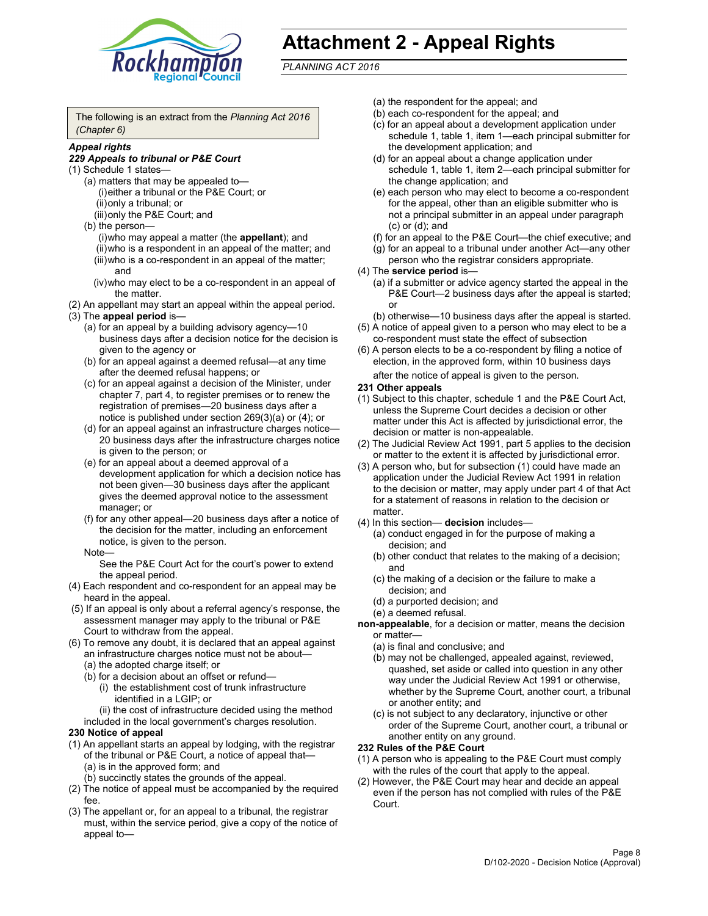# Attachment 2 - Appeal Rights

*PLANNING ACT 2016*

The following is an extract from the *Planning Act 2016 (Chapter 6)*

***Appeal rights***

***229 Appeals to tribunal or P&E Court***

(1) Schedule 1 states—

- (a) matters that may be appealed to—
  - (i) either a tribunal or the P&E Court; or
  - (ii) only a tribunal; or
  - (iii) only the P&E Court; and
- (b) the person—
  - (i) who may appeal a matter (the **appellant**); and
  - (ii) who is a respondent in an appeal of the matter; and
  - (iii) who is a co-respondent in an appeal of the matter; and
  - (iv) who may elect to be a co-respondent in an appeal of the matter.

(2) An appellant may start an appeal within the appeal period.

(3) The **appeal period** is—

- (a) for an appeal by a building advisory agency—10 business days after a decision notice for the decision is given to the agency or
- (b) for an appeal against a deemed refusal—at any time after the deemed refusal happens; or
- (c) for an appeal against a decision of the Minister, under chapter 7, part 4, to register premises or to renew the registration of premises—20 business days after a notice is published under section 269(3)(a) or (4); or
- (d) for an appeal against an infrastructure charges notice—20 business days after the infrastructure charges notice is given to the person; or
- (e) for an appeal about a deemed approval of a development application for which a decision notice has not been given—30 business days after the applicant gives the deemed approval notice to the assessment manager; or
- (f) for any other appeal—20 business days after a notice of the decision for the matter, including an enforcement notice, is given to the person.

Note—

See the P&E Court Act for the court's power to extend the appeal period.

(4) Each respondent and co-respondent for an appeal may be heard in the appeal.

(5) If an appeal is only about a referral agency's response, the assessment manager may apply to the tribunal or P&E Court to withdraw from the appeal.

(6) To remove any doubt, it is declared that an appeal against an infrastructure charges notice must not be about—

- (a) the adopted charge itself; or
- (b) for a decision about an offset or refund—
  - (i) the establishment cost of trunk infrastructure identified in a LGIP; or
  - (ii) the cost of infrastructure decided using the method included in the local government's charges resolution.

**230 Notice of appeal**

(1) An appellant starts an appeal by lodging, with the registrar of the tribunal or P&E Court, a notice of appeal that—

- (a) is in the approved form; and
- (b) succinctly states the grounds of the appeal.

(2) The notice of appeal must be accompanied by the required fee.

(3) The appellant or, for an appeal to a tribunal, the registrar must, within the service period, give a copy of the notice of appeal to—

- (a) the respondent for the appeal; and
- (b) each co-respondent for the appeal; and
- (c) for an appeal about a development application under schedule 1, table 1, item 1—each principal submitter for the development application; and
- (d) for an appeal about a change application under schedule 1, table 1, item 2—each principal submitter for the change application; and
- (e) each person who may elect to become a co-respondent for the appeal, other than an eligible submitter who is not a principal submitter in an appeal under paragraph (c) or (d); and
- (f) for an appeal to the P&E Court—the chief executive; and
- (g) for an appeal to a tribunal under another Act—any other person who the registrar considers appropriate.

(4) The **service period** is—

- (a) if a submitter or advice agency started the appeal in the P&E Court—2 business days after the appeal is started; or
- (b) otherwise—10 business days after the appeal is started.

(5) A notice of appeal given to a person who may elect to be a co-respondent must state the effect of subsection

(6) A person elects to be a co-respondent by filing a notice of election, in the approved form, within 10 business days after the notice of appeal is given to the person.

**231 Other appeals**

(1) Subject to this chapter, schedule 1 and the P&E Court Act, unless the Supreme Court decides a decision or other matter under this Act is affected by jurisdictional error, the decision or matter is non-appealable.

(2) The Judicial Review Act 1991, part 5 applies to the decision or matter to the extent it is affected by jurisdictional error.

(3) A person who, but for subsection (1) could have made an application under the Judicial Review Act 1991 in relation to the decision or matter, may apply under part 4 of that Act for a statement of reasons in relation to the decision or matter.

(4) In this section— **decision** includes—

- (a) conduct engaged in for the purpose of making a decision; and
- (b) other conduct that relates to the making of a decision; and
- (c) the making of a decision or the failure to make a decision; and
- (d) a purported decision; and
- (e) a deemed refusal.

**non-appealable**, for a decision or matter, means the decision or matter—

- (a) is final and conclusive; and
- (b) may not be challenged, appealed against, reviewed, quashed, set aside or called into question in any other way under the Judicial Review Act 1991 or otherwise, whether by the Supreme Court, another court, a tribunal or another entity; and
- (c) is not subject to any declaratory, injunctive or other order of the Supreme Court, another court, a tribunal or another entity on any ground.

**232 Rules of the P&E Court**

(1) A person who is appealing to the P&E Court must comply with the rules of the court that apply to the appeal.

(2) However, the P&E Court may hear and decide an appeal even if the person has not complied with rules of the P&E Court.

D/102-2020 - Decision Notice (Approval)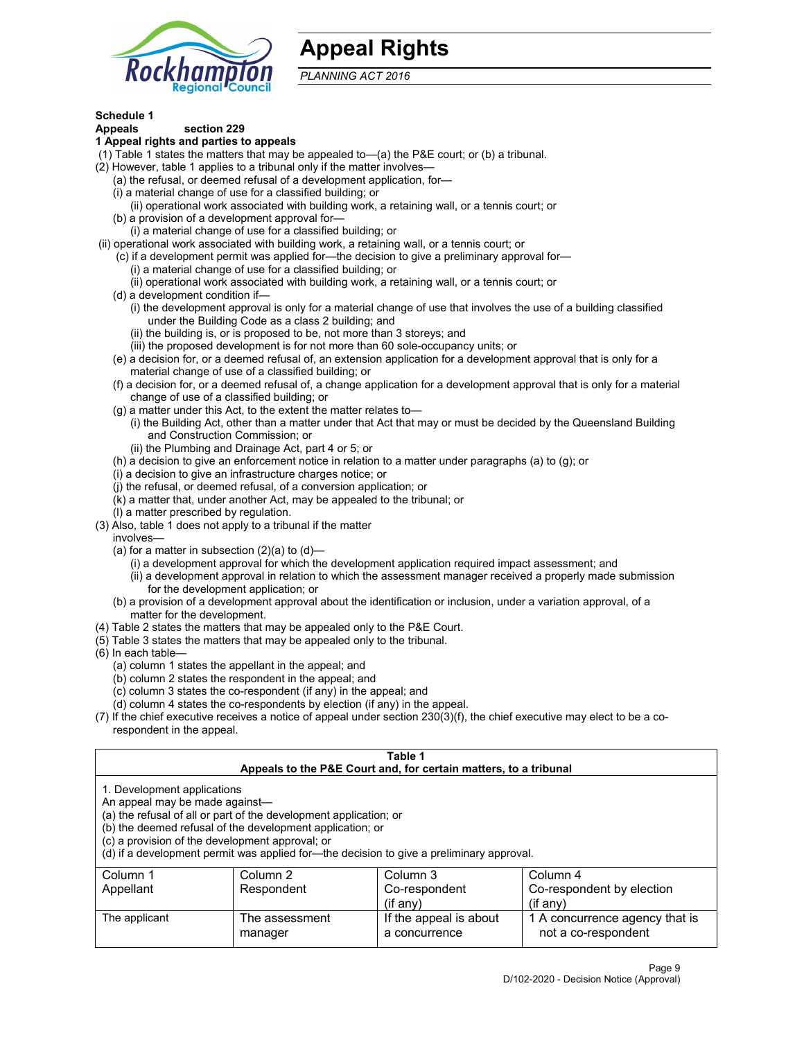# Appeal Rights

*PLANNING ACT 2016*

**Schedule 1**
**Appeals section 229**
**1 Appeal rights and parties to appeals**

(1) Table 1 states the matters that may be appealed to—(a) the P&E court; or (b) a tribunal.

(2) However, table 1 applies to a tribunal only if the matter involves—

- (a) the refusal, or deemed refusal of a development application, for—
  - (i) a material change of use for a classified building; or
  - (ii) operational work associated with building work, a retaining wall, or a tennis court; or
- (b) a provision of a development approval for—
  - (i) a material change of use for a classified building; or
  - (ii) operational work associated with building work, a retaining wall, or a tennis court; or
- (c) if a development permit was applied for—the decision to give a preliminary approval for—
  - (i) a material change of use for a classified building; or
  - (ii) operational work associated with building work, a retaining wall, or a tennis court; or
- (d) a development condition if—
  - (i) the development approval is only for a material change of use that involves the use of a building classified under the Building Code as a class 2 building; and
  - (ii) the building is, or is proposed to be, not more than 3 storeys; and
  - (iii) the proposed development is for not more than 60 sole-occupancy units; or
- (e) a decision for, or a deemed refusal of, an extension application for a development approval that is only for a material change of use of a classified building; or
- (f) a decision for, or a deemed refusal of, a change application for a development approval that is only for a material change of use of a classified building; or
- (g) a matter under this Act, to the extent the matter relates to—
  - (i) the Building Act, other than a matter under that Act that may or must be decided by the Queensland Building and Construction Commission; or
  - (ii) the Plumbing and Drainage Act, part 4 or 5; or
- (h) a decision to give an enforcement notice in relation to a matter under paragraphs (a) to (g); or
- (i) a decision to give an infrastructure charges notice; or
- (j) the refusal, or deemed refusal, of a conversion application; or
- (k) a matter that, under another Act, may be appealed to the tribunal; or
- (l) a matter prescribed by regulation.

(3) Also, table 1 does not apply to a tribunal if the matter involves—

- (a) for a matter in subsection (2)(a) to (d)—
  - (i) a development approval for which the development application required impact assessment; and
  - (ii) a development approval in relation to which the assessment manager received a properly made submission for the development application; or
- (b) a provision of a development approval about the identification or inclusion, under a variation approval, of a matter for the development.

(4) Table 2 states the matters that may be appealed only to the P&E Court.

(5) Table 3 states the matters that may be appealed only to the tribunal.

(6) In each table—

- (a) column 1 states the appellant in the appeal; and
- (b) column 2 states the respondent in the appeal; and
- (c) column 3 states the co-respondent (if any) in the appeal; and
- (d) column 4 states the co-respondents by election (if any) in the appeal.

(7) If the chief executive receives a notice of appeal under section 230(3)(f), the chief executive may elect to be a co-respondent in the appeal.

**Table 1**
**Appeals to the P&E Court and, for certain matters, to a tribunal**

1. Development applications
An appeal may be made against—
(a) the refusal of all or part of the development application; or
(b) the deemed refusal of the development application; or
(c) a provision of the development approval; or
(d) if a development permit was applied for—the decision to give a preliminary approval.

| Column 1<br>Appellant | Column 2<br>Respondent | Column 3<br>Co-respondent<br>(if any) | Column 4<br>Co-respondent by election<br>(if any) |
|---|---|---|---|
| The applicant | The assessment manager | If the appeal is about a concurrence | 1 A concurrence agency that is not a co-respondent |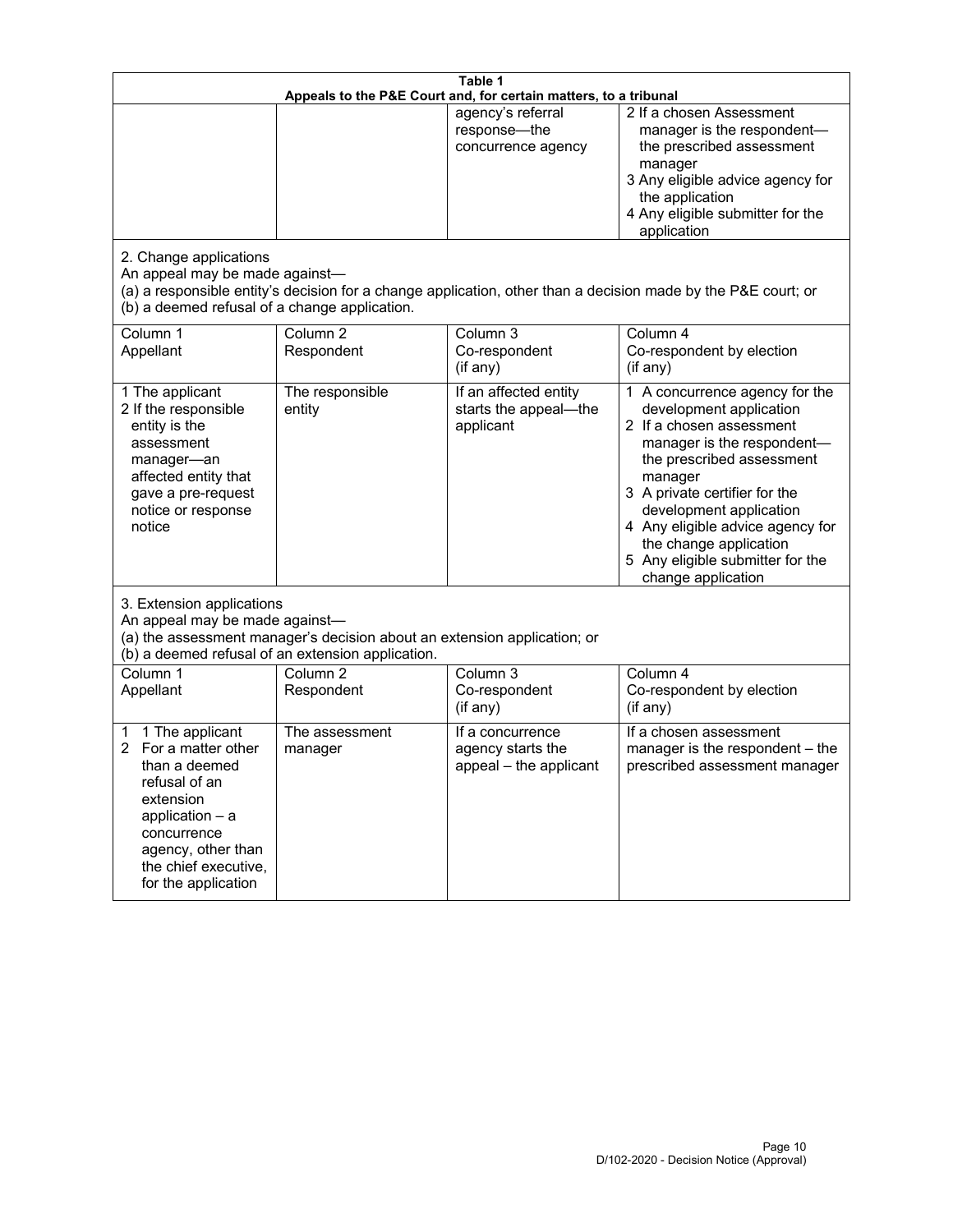**Table 1**
**Appeals to the P&E Court and, for certain matters, to a tribunal**

| | | | |
|---|---|---|---|
| | | agency's referral response—the concurrence agency | 2 If a chosen Assessment manager is the respondent—the prescribed assessment manager<br>3 Any eligible advice agency for the application<br>4 Any eligible submitter for the application |

2. Change applications
An appeal may be made against—
(a) a responsible entity's decision for a change application, other than a decision made by the P&E court; or
(b) a deemed refusal of a change application.

| Column 1<br>Appellant | Column 2<br>Respondent | Column 3<br>Co-respondent<br>(if any) | Column 4<br>Co-respondent by election<br>(if any) |
|---|---|---|---|
| 1 The applicant<br>2 If the responsible entity is the assessment manager—an affected entity that gave a pre-request notice or response notice | The responsible entity | If an affected entity starts the appeal—the applicant | 1 A concurrence agency for the development application<br>2 If a chosen assessment manager is the respondent—the prescribed assessment manager<br>3 A private certifier for the development application<br>4 Any eligible advice agency for the change application<br>5 Any eligible submitter for the change application |

3. Extension applications
An appeal may be made against—
(a) the assessment manager's decision about an extension application; or
(b) a deemed refusal of an extension application.

| Column 1<br>Appellant | Column 2<br>Respondent | Column 3<br>Co-respondent<br>(if any) | Column 4<br>Co-respondent by election<br>(if any) |
|---|---|---|---|
| 1 1 The applicant<br>2 For a matter other than a deemed refusal of an extension application – a concurrence agency, other than the chief executive, for the application | The assessment manager | If a concurrence agency starts the appeal – the applicant | If a chosen assessment manager is the respondent – the prescribed assessment manager |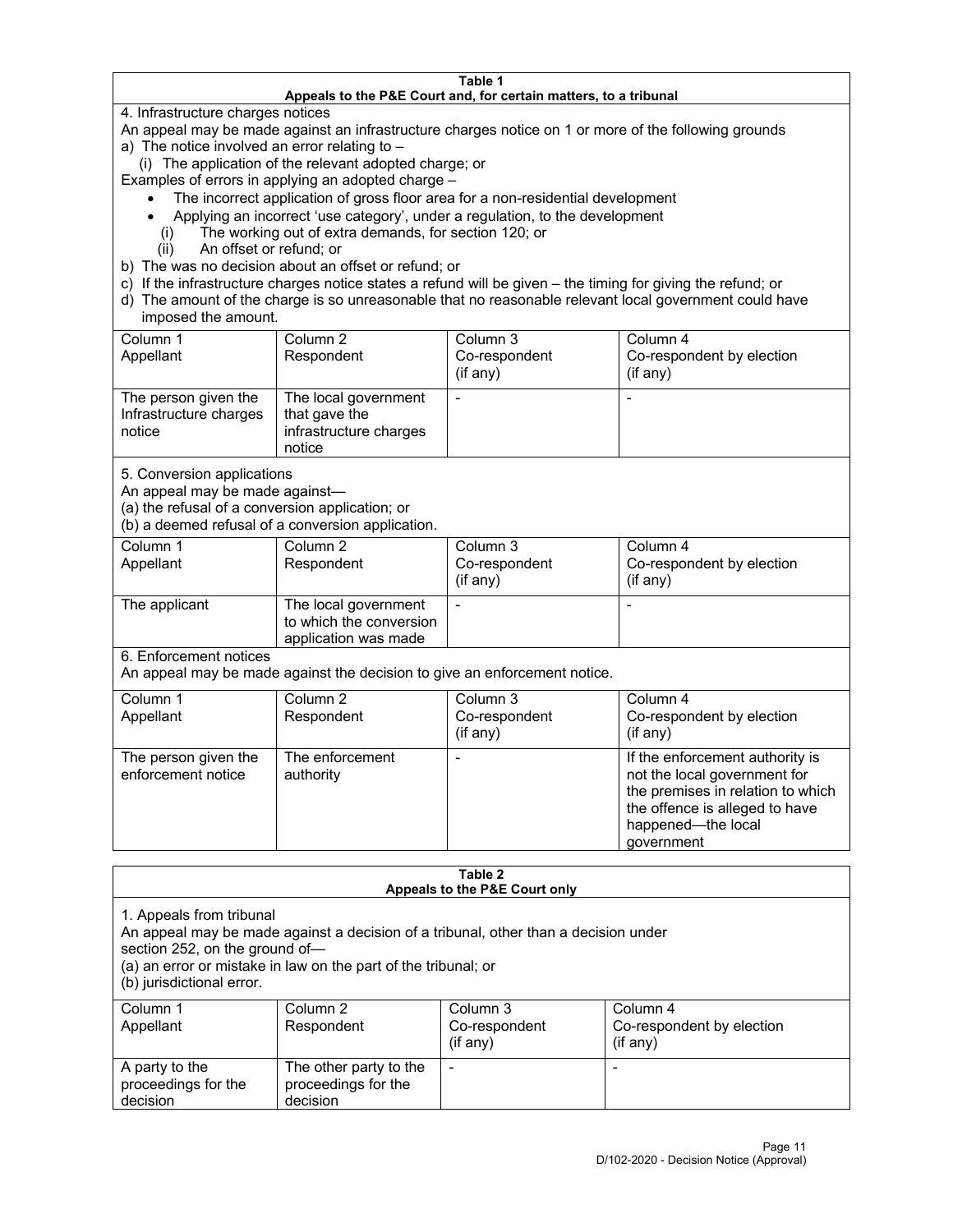**Table 1**
**Appeals to the P&E Court and, for certain matters, to a tribunal**

4. Infrastructure charges notices

An appeal may be made against an infrastructure charges notice on 1 or more of the following grounds

a) The notice involved an error relating to –
   (i) The application of the relevant adopted charge; or

Examples of errors in applying an adopted charge –

- The incorrect application of gross floor area for a non-residential development
- Applying an incorrect 'use category', under a regulation, to the development
   (i) The working out of extra demands, for section 120; or
   (ii) An offset or refund; or

b) The was no decision about an offset or refund; or
c) If the infrastructure charges notice states a refund will be given – the timing for giving the refund; or
d) The amount of the charge is so unreasonable that no reasonable relevant local government could have imposed the amount.

| Column 1<br>Appellant | Column 2<br>Respondent | Column 3<br>Co-respondent<br>(if any) | Column 4<br>Co-respondent by election<br>(if any) |
|---|---|---|---|
| The person given the Infrastructure charges notice | The local government that gave the infrastructure charges notice | - | - |

5. Conversion applications

An appeal may be made against—
(a) the refusal of a conversion application; or
(b) a deemed refusal of a conversion application.

| Column 1<br>Appellant | Column 2<br>Respondent | Column 3<br>Co-respondent<br>(if any) | Column 4<br>Co-respondent by election<br>(if any) |
|---|---|---|---|
| The applicant | The local government to which the conversion application was made | - | - |

6. Enforcement notices

An appeal may be made against the decision to give an enforcement notice.

| Column 1<br>Appellant | Column 2<br>Respondent | Column 3<br>Co-respondent<br>(if any) | Column 4<br>Co-respondent by election<br>(if any) |
|---|---|---|---|
| The person given the enforcement notice | The enforcement authority | - | If the enforcement authority is not the local government for the premises in relation to which the offence is alleged to have happened—the local government |

**Table 2**
**Appeals to the P&E Court only**

1. Appeals from tribunal

An appeal may be made against a decision of a tribunal, other than a decision under section 252, on the ground of—
(a) an error or mistake in law on the part of the tribunal; or
(b) jurisdictional error.

| Column 1<br>Appellant | Column 2<br>Respondent | Column 3<br>Co-respondent<br>(if any) | Column 4<br>Co-respondent by election<br>(if any) |
|---|---|---|---|
| A party to the proceedings for the decision | The other party to the proceedings for the decision | - | - |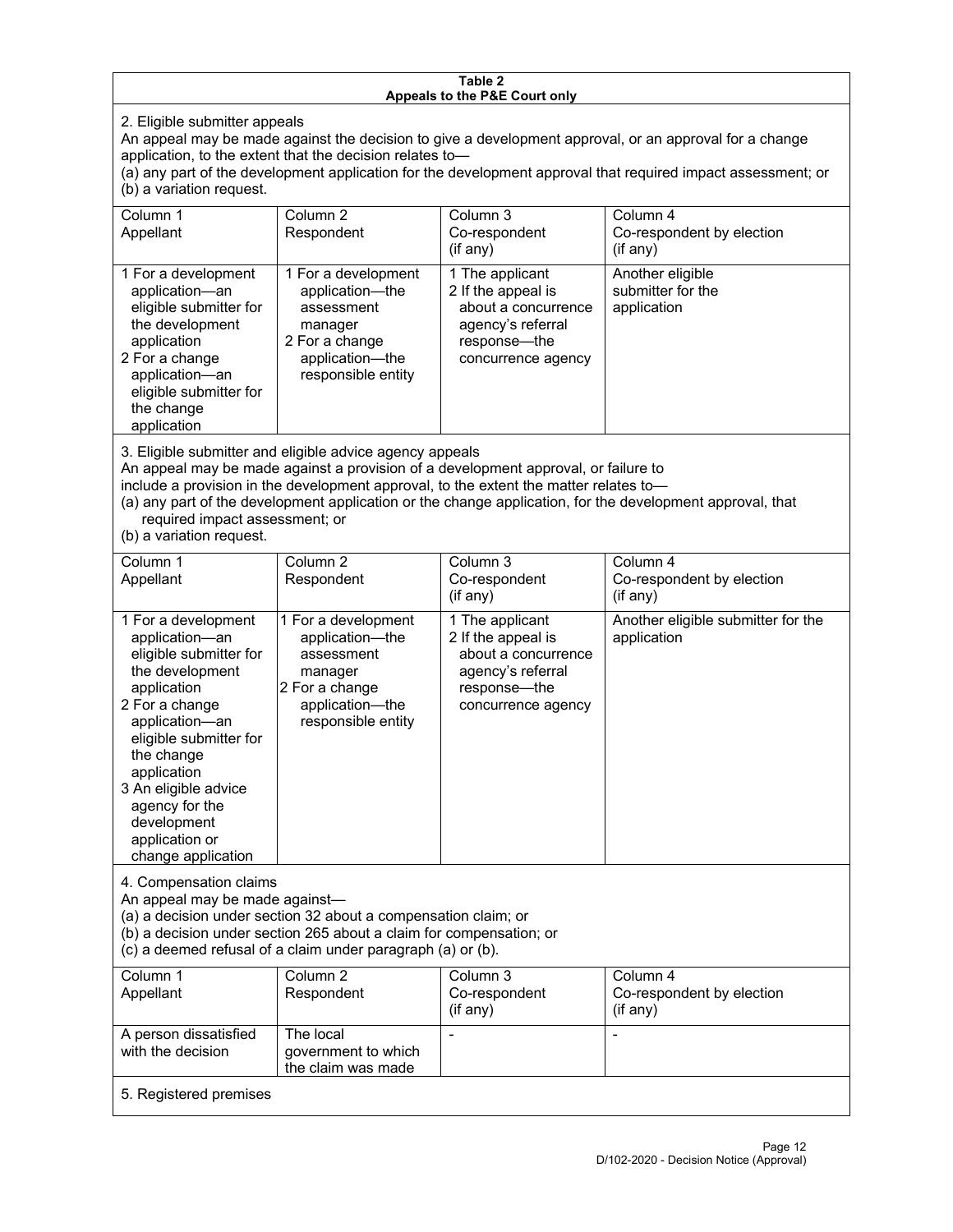**Table 2**
**Appeals to the P&E Court only**

2. Eligible submitter appeals

An appeal may be made against the decision to give a development approval, or an approval for a change application, to the extent that the decision relates to—

(a) any part of the development application for the development approval that required impact assessment; or

(b) a variation request.

| Column 1<br>Appellant | Column 2<br>Respondent | Column 3<br>Co-respondent<br>(if any) | Column 4<br>Co-respondent by election<br>(if any) |
|---|---|---|---|
| 1 For a development application—an eligible submitter for the development application<br>2 For a change application—an eligible submitter for the change application | 1 For a development application—the assessment manager<br>2 For a change application—the responsible entity | 1 The applicant<br>2 If the appeal is about a concurrence agency's referral response—the concurrence agency | Another eligible submitter for the application |

3. Eligible submitter and eligible advice agency appeals

An appeal may be made against a provision of a development approval, or failure to include a provision in the development approval, to the extent the matter relates to—

(a) any part of the development application or the change application, for the development approval, that required impact assessment; or

(b) a variation request.

| Column 1<br>Appellant | Column 2<br>Respondent | Column 3<br>Co-respondent<br>(if any) | Column 4<br>Co-respondent by election<br>(if any) |
|---|---|---|---|
| 1 For a development application—an eligible submitter for the development application<br>2 For a change application—an eligible submitter for the change application<br>3 An eligible advice agency for the development application or change application | 1 For a development application—the assessment manager<br>2 For a change application—the responsible entity | 1 The applicant<br>2 If the appeal is about a concurrence agency's referral response—the concurrence agency | Another eligible submitter for the application |

4. Compensation claims

An appeal may be made against—

(a) a decision under section 32 about a compensation claim; or

(b) a decision under section 265 about a claim for compensation; or

(c) a deemed refusal of a claim under paragraph (a) or (b).

| Column 1<br>Appellant | Column 2<br>Respondent | Column 3<br>Co-respondent<br>(if any) | Column 4<br>Co-respondent by election<br>(if any) |
|---|---|---|---|
| A person dissatisfied with the decision | The local government to which the claim was made | - | - |

5. Registered premises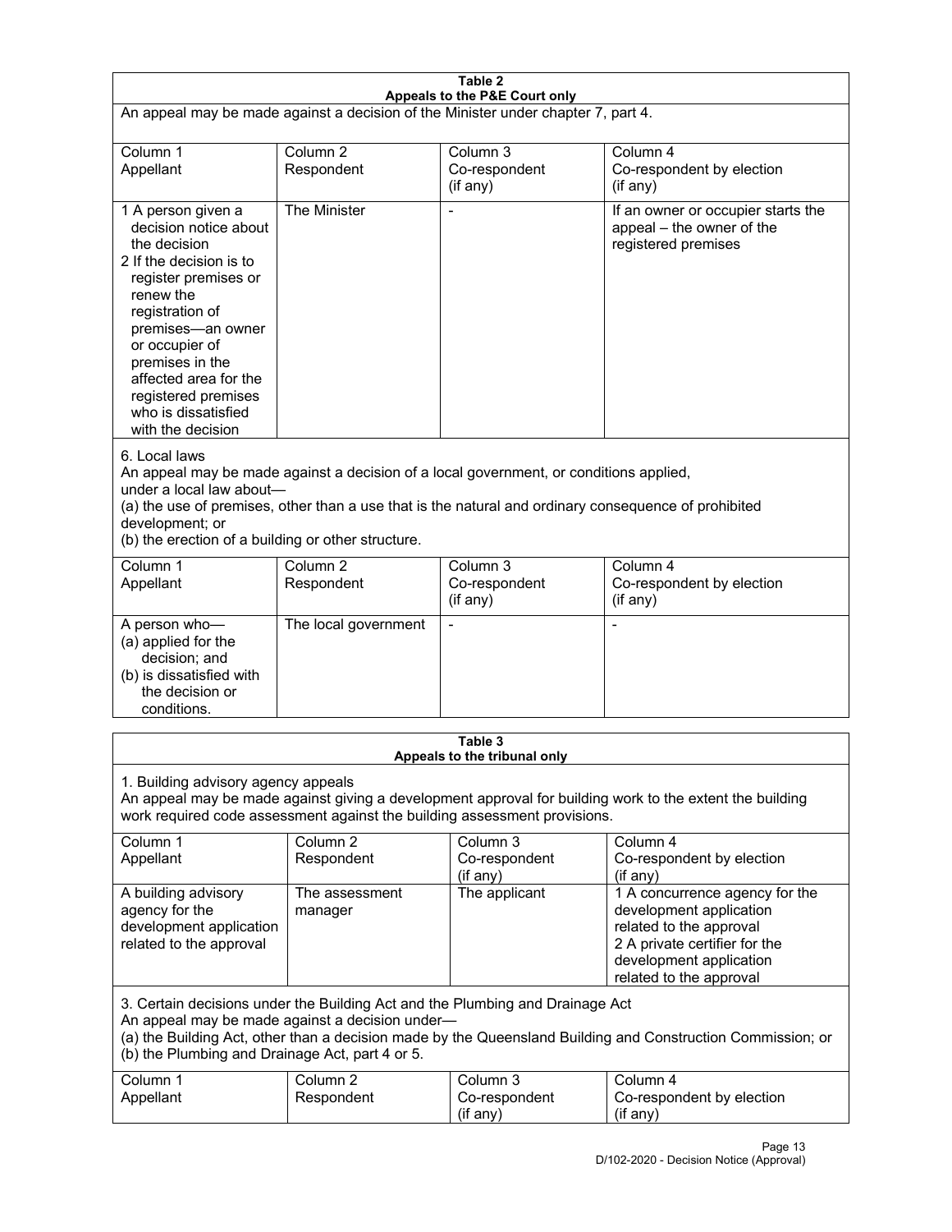**Table 2**
**Appeals to the P&E Court only**

An appeal may be made against a decision of the Minister under chapter 7, part 4.

| Column 1<br>Appellant | Column 2<br>Respondent | Column 3<br>Co-respondent<br>(if any) | Column 4<br>Co-respondent by election<br>(if any) |
|---|---|---|---|
| 1 A person given a decision notice about the decision<br>2 If the decision is to register premises or renew the registration of premises—an owner or occupier of premises in the affected area for the registered premises who is dissatisfied with the decision | The Minister | - | If an owner or occupier starts the appeal – the owner of the registered premises |

6. Local laws

An appeal may be made against a decision of a local government, or conditions applied, under a local law about—

(a) the use of premises, other than a use that is the natural and ordinary consequence of prohibited development; or

(b) the erection of a building or other structure.

| Column 1<br>Appellant | Column 2<br>Respondent | Column 3<br>Co-respondent<br>(if any) | Column 4<br>Co-respondent by election<br>(if any) |
|---|---|---|---|
| A person who—<br>(a) applied for the decision; and<br>(b) is dissatisfied with the decision or conditions. | The local government | - | - |

**Table 3**
**Appeals to the tribunal only**

1. Building advisory agency appeals

An appeal may be made against giving a development approval for building work to the extent the building work required code assessment against the building assessment provisions.

| Column 1<br>Appellant | Column 2<br>Respondent | Column 3<br>Co-respondent<br>(if any) | Column 4<br>Co-respondent by election<br>(if any) |
|---|---|---|---|
| A building advisory agency for the development application related to the approval | The assessment manager | The applicant | 1 A concurrence agency for the development application related to the approval<br>2 A private certifier for the development application related to the approval |

3. Certain decisions under the Building Act and the Plumbing and Drainage Act

An appeal may be made against a decision under—

(a) the Building Act, other than a decision made by the Queensland Building and Construction Commission; or

(b) the Plumbing and Drainage Act, part 4 or 5.

| Column 1<br>Appellant | Column 2<br>Respondent | Column 3<br>Co-respondent<br>(if any) | Column 4<br>Co-respondent by election<br>(if any) |
|---|---|---|---|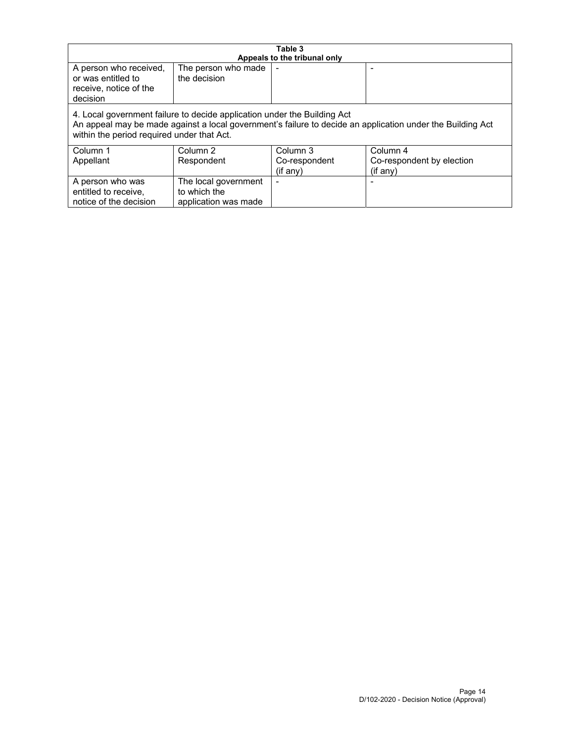| Table 3<br>Appeals to the tribunal only | | | |
|---|---|---|---|
| A person who received, or was entitled to receive, notice of the decision | The person who made the decision | - | - |

4. Local government failure to decide application under the Building Act
An appeal may be made against a local government's failure to decide an application under the Building Act within the period required under that Act.

| Column 1<br>Appellant | Column 2<br>Respondent | Column 3<br>Co-respondent<br>(if any) | Column 4<br>Co-respondent by election<br>(if any) |
|---|---|---|---|
| A person who was entitled to receive, notice of the decision | The local government to which the application was made | - | - |

D/102-2020 - Decision Notice (Approval)